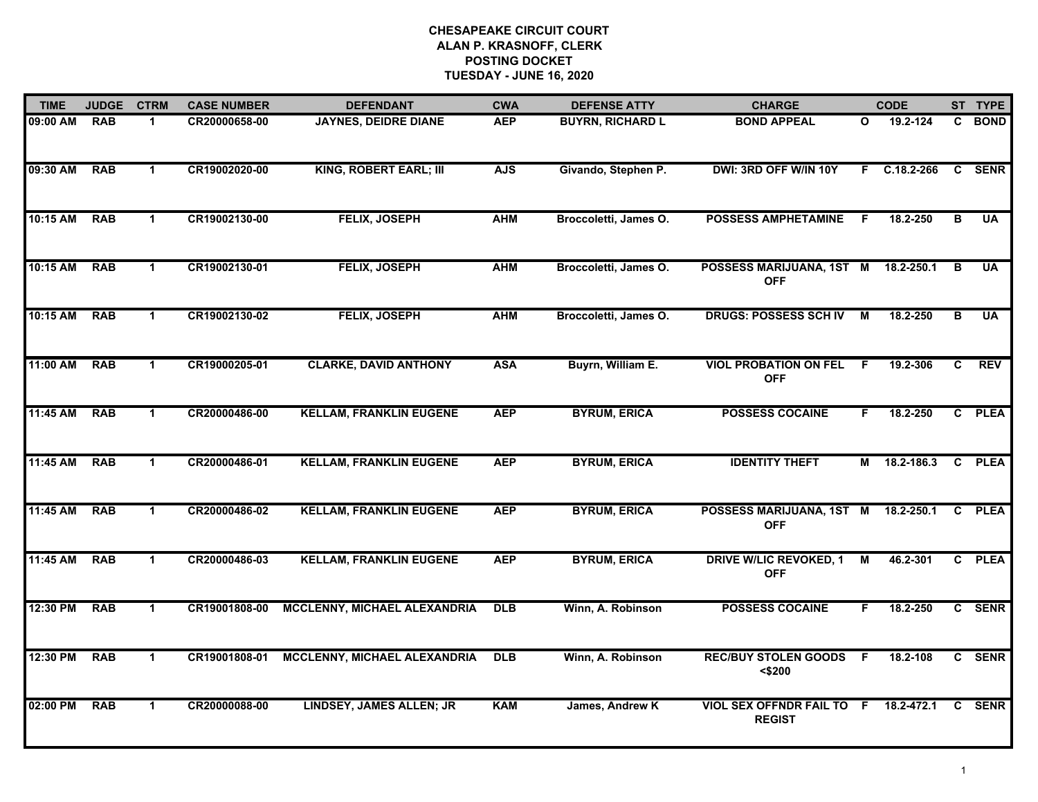**CHESAPEAKE CIRCUIT COURT**
**ALAN P. KRASNOFF, CLERK**
**POSTING DOCKET**
**TUESDAY - JUNE 16, 2020**

| TIME | JUDGE | CTRM | CASE NUMBER | DEFENDANT | CWA | DEFENSE ATTY | CHARGE | | CODE | ST | TYPE |
|---|---|---|---|---|---|---|---|---|---|---|---|
| 09:00 AM | RAB | 1 | CR20000658-00 | JAYNES, DEIDRE DIANE | AEP | BUYRN, RICHARD L | BOND APPEAL | O | 19.2-124 | C | BOND |
| 09:30 AM | RAB | 1 | CR19002020-00 | KING, ROBERT EARL; III | AJS | Givando, Stephen P. | DWI: 3RD OFF W/IN 10Y | F | C.18.2-266 | C | SENR |
| 10:15 AM | RAB | 1 | CR19002130-00 | FELIX, JOSEPH | AHM | Broccoletti, James O. | POSSESS AMPHETAMINE | F | 18.2-250 | B | UA |
| 10:15 AM | RAB | 1 | CR19002130-01 | FELIX, JOSEPH | AHM | Broccoletti, James O. | POSSESS MARIJUANA, 1ST OFF | M | 18.2-250.1 | B | UA |
| 10:15 AM | RAB | 1 | CR19002130-02 | FELIX, JOSEPH | AHM | Broccoletti, James O. | DRUGS: POSSESS SCH IV | M | 18.2-250 | B | UA |
| 11:00 AM | RAB | 1 | CR19000205-01 | CLARKE, DAVID ANTHONY | ASA | Buyrn, William E. | VIOL PROBATION ON FEL OFF | F | 19.2-306 | C | REV |
| 11:45 AM | RAB | 1 | CR20000486-00 | KELLAM, FRANKLIN EUGENE | AEP | BYRUM, ERICA | POSSESS COCAINE | F | 18.2-250 | C | PLEA |
| 11:45 AM | RAB | 1 | CR20000486-01 | KELLAM, FRANKLIN EUGENE | AEP | BYRUM, ERICA | IDENTITY THEFT | M | 18.2-186.3 | C | PLEA |
| 11:45 AM | RAB | 1 | CR20000486-02 | KELLAM, FRANKLIN EUGENE | AEP | BYRUM, ERICA | POSSESS MARIJUANA, 1ST OFF | M | 18.2-250.1 | C | PLEA |
| 11:45 AM | RAB | 1 | CR20000486-03 | KELLAM, FRANKLIN EUGENE | AEP | BYRUM, ERICA | DRIVE W/LIC REVOKED, 1 OFF | M | 46.2-301 | C | PLEA |
| 12:30 PM | RAB | 1 | CR19001808-00 | MCCLENNY, MICHAEL ALEXANDRIA | DLB | Winn, A. Robinson | POSSESS COCAINE | F | 18.2-250 | C | SENR |
| 12:30 PM | RAB | 1 | CR19001808-01 | MCCLENNY, MICHAEL ALEXANDRIA | DLB | Winn, A. Robinson | REC/BUY STOLEN GOODS <$200 | F | 18.2-108 | C | SENR |
| 02:00 PM | RAB | 1 | CR20000088-00 | LINDSEY, JAMES ALLEN; JR | KAM | James, Andrew K | VIOL SEX OFFNDR FAIL TO REGIST | F | 18.2-472.1 | C | SENR |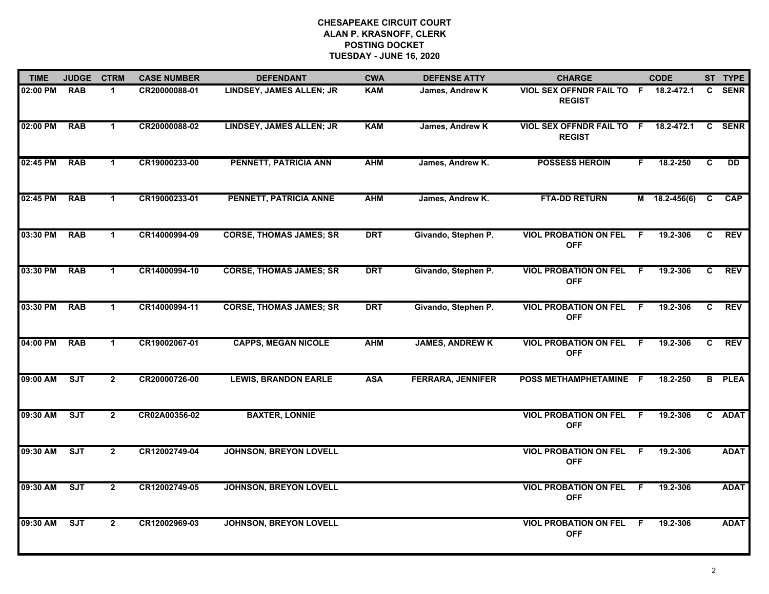**CHESAPEAKE CIRCUIT COURT**
**ALAN P. KRASNOFF, CLERK**
**POSTING DOCKET**
**TUESDAY - JUNE 16, 2020**

| TIME | JUDGE | CTRM | CASE NUMBER | DEFENDANT | CWA | DEFENSE ATTY | CHARGE | | CODE | ST | TYPE |
|---|---|---|---|---|---|---|---|---|---|---|---|
| 02:00 PM | RAB | 1 | CR20000088-01 | LINDSEY, JAMES ALLEN; JR | KAM | James, Andrew K | VIOL SEX OFFNDR FAIL TO REGIST | F | 18.2-472.1 | C | SENR |
| 02:00 PM | RAB | 1 | CR20000088-02 | LINDSEY, JAMES ALLEN; JR | KAM | James, Andrew K | VIOL SEX OFFNDR FAIL TO REGIST | F | 18.2-472.1 | C | SENR |
| 02:45 PM | RAB | 1 | CR19000233-00 | PENNETT, PATRICIA ANN | AHM | James, Andrew K. | POSSESS HEROIN | F | 18.2-250 | C | DD |
| 02:45 PM | RAB | 1 | CR19000233-01 | PENNETT, PATRICIA ANNE | AHM | James, Andrew K. | FTA-DD RETURN | M | 18.2-456(6) | C | CAP |
| 03:30 PM | RAB | 1 | CR14000994-09 | CORSE, THOMAS JAMES; SR | DRT | Givando, Stephen P. | VIOL PROBATION ON FEL OFF | F | 19.2-306 | C | REV |
| 03:30 PM | RAB | 1 | CR14000994-10 | CORSE, THOMAS JAMES; SR | DRT | Givando, Stephen P. | VIOL PROBATION ON FEL OFF | F | 19.2-306 | C | REV |
| 03:30 PM | RAB | 1 | CR14000994-11 | CORSE, THOMAS JAMES; SR | DRT | Givando, Stephen P. | VIOL PROBATION ON FEL OFF | F | 19.2-306 | C | REV |
| 04:00 PM | RAB | 1 | CR19002067-01 | CAPPS, MEGAN NICOLE | AHM | JAMES, ANDREW K | VIOL PROBATION ON FEL OFF | F | 19.2-306 | C | REV |
| 09:00 AM | SJT | 2 | CR20000726-00 | LEWIS, BRANDON EARLE | ASA | FERRARA, JENNIFER | POSS METHAMPHETAMINE | F | 18.2-250 | B | PLEA |
| 09:30 AM | SJT | 2 | CR02A00356-02 | BAXTER, LONNIE | | | VIOL PROBATION ON FEL OFF | F | 19.2-306 | C | ADAT |
| 09:30 AM | SJT | 2 | CR12002749-04 | JOHNSON, BREYON LOVELL | | | VIOL PROBATION ON FEL OFF | F | 19.2-306 | | ADAT |
| 09:30 AM | SJT | 2 | CR12002749-05 | JOHNSON, BREYON LOVELL | | | VIOL PROBATION ON FEL OFF | F | 19.2-306 | | ADAT |
| 09:30 AM | SJT | 2 | CR12002969-03 | JOHNSON, BREYON LOVELL | | | VIOL PROBATION ON FEL OFF | F | 19.2-306 | | ADAT |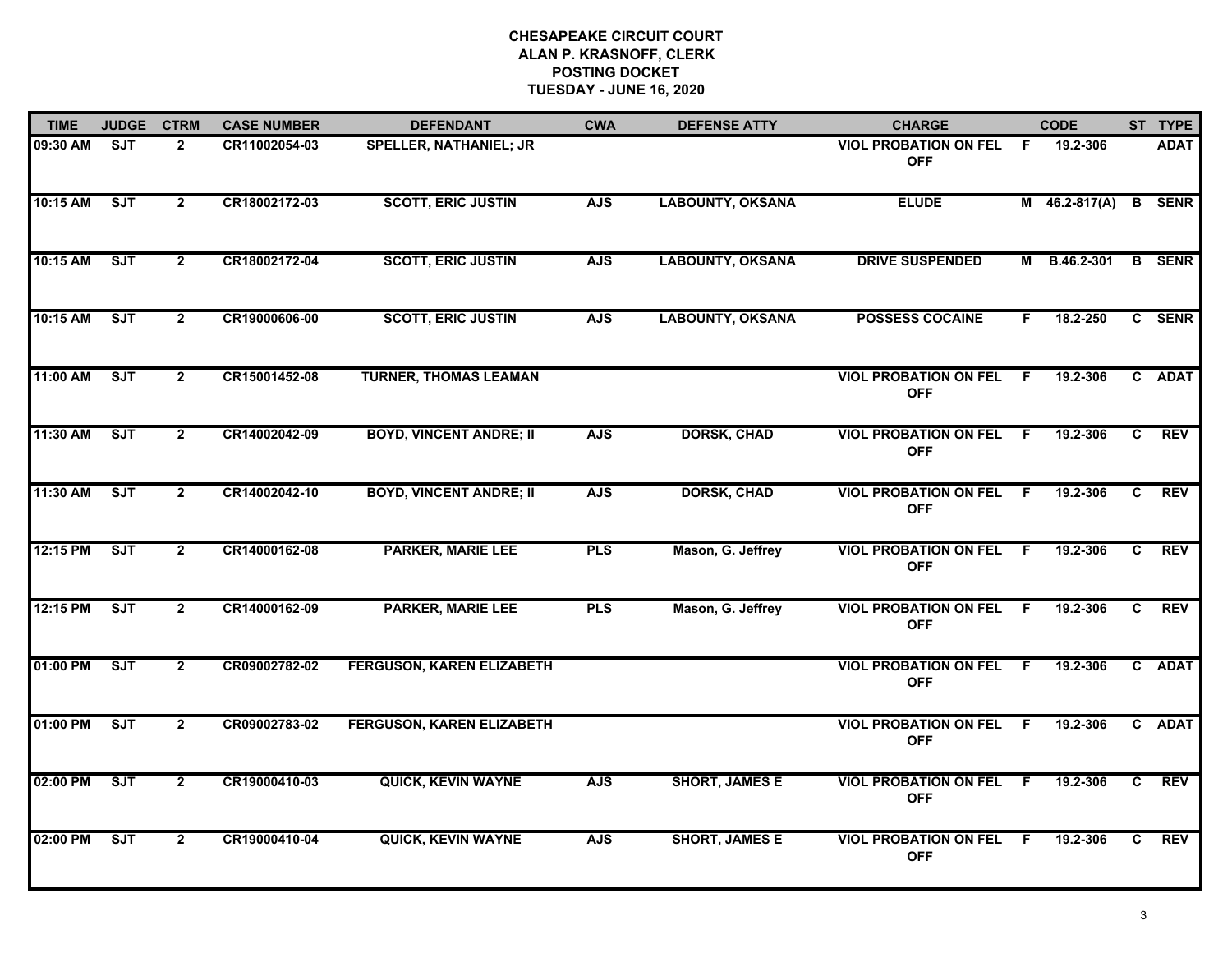**CHESAPEAKE CIRCUIT COURT**
**ALAN P. KRASNOFF, CLERK**
**POSTING DOCKET**
**TUESDAY - JUNE 16, 2020**

| TIME | JUDGE | CTRM | CASE NUMBER | DEFENDANT | CWA | DEFENSE ATTY | CHARGE | | CODE | ST | TYPE |
|---|---|---|---|---|---|---|---|---|---|---|---|
| 09:30 AM | SJT | 2 | CR11002054-03 | SPELLER, NATHANIEL; JR | | | VIOL PROBATION ON FEL OFF | F | 19.2-306 | | ADAT |
| 10:15 AM | SJT | 2 | CR18002172-03 | SCOTT, ERIC JUSTIN | AJS | LABOUNTY, OKSANA | ELUDE | M | 46.2-817(A) | B | SENR |
| 10:15 AM | SJT | 2 | CR18002172-04 | SCOTT, ERIC JUSTIN | AJS | LABOUNTY, OKSANA | DRIVE SUSPENDED | M | B.46.2-301 | B | SENR |
| 10:15 AM | SJT | 2 | CR19000606-00 | SCOTT, ERIC JUSTIN | AJS | LABOUNTY, OKSANA | POSSESS COCAINE | F | 18.2-250 | C | SENR |
| 11:00 AM | SJT | 2 | CR15001452-08 | TURNER, THOMAS LEAMAN | | | VIOL PROBATION ON FEL OFF | F | 19.2-306 | C | ADAT |
| 11:30 AM | SJT | 2 | CR14002042-09 | BOYD, VINCENT ANDRE; II | AJS | DORSK, CHAD | VIOL PROBATION ON FEL OFF | F | 19.2-306 | C | REV |
| 11:30 AM | SJT | 2 | CR14002042-10 | BOYD, VINCENT ANDRE; II | AJS | DORSK, CHAD | VIOL PROBATION ON FEL OFF | F | 19.2-306 | C | REV |
| 12:15 PM | SJT | 2 | CR14000162-08 | PARKER, MARIE LEE | PLS | Mason, G. Jeffrey | VIOL PROBATION ON FEL OFF | F | 19.2-306 | C | REV |
| 12:15 PM | SJT | 2 | CR14000162-09 | PARKER, MARIE LEE | PLS | Mason, G. Jeffrey | VIOL PROBATION ON FEL OFF | F | 19.2-306 | C | REV |
| 01:00 PM | SJT | 2 | CR09002782-02 | FERGUSON, KAREN ELIZABETH | | | VIOL PROBATION ON FEL OFF | F | 19.2-306 | C | ADAT |
| 01:00 PM | SJT | 2 | CR09002783-02 | FERGUSON, KAREN ELIZABETH | | | VIOL PROBATION ON FEL OFF | F | 19.2-306 | C | ADAT |
| 02:00 PM | SJT | 2 | CR19000410-03 | QUICK, KEVIN WAYNE | AJS | SHORT, JAMES E | VIOL PROBATION ON FEL OFF | F | 19.2-306 | C | REV |
| 02:00 PM | SJT | 2 | CR19000410-04 | QUICK, KEVIN WAYNE | AJS | SHORT, JAMES E | VIOL PROBATION ON FEL OFF | F | 19.2-306 | C | REV |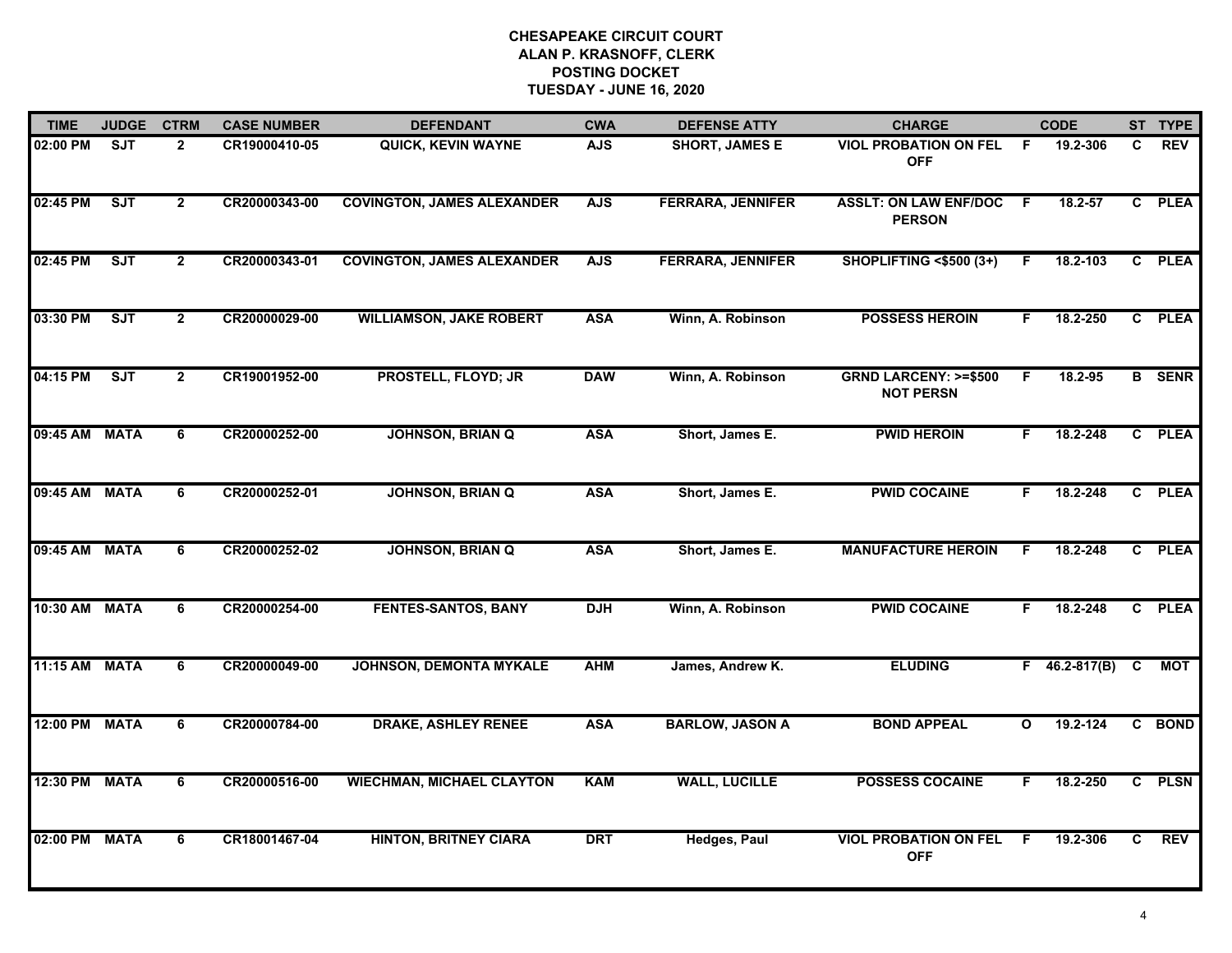# CHESAPEAKE CIRCUIT COURT
## ALAN P. KRASNOFF, CLERK
## POSTING DOCKET
## TUESDAY - JUNE 16, 2020

| TIME | JUDGE | CTRM | CASE NUMBER | DEFENDANT | CWA | DEFENSE ATTY | CHARGE | | CODE | ST | TYPE |
|---|---|---|---|---|---|---|---|---|---|---|---|
| 02:00 PM | SJT | 2 | CR19000410-05 | QUICK, KEVIN WAYNE | AJS | SHORT, JAMES E | VIOL PROBATION ON FEL OFF | F | 19.2-306 | C | REV |
| 02:45 PM | SJT | 2 | CR20000343-00 | COVINGTON, JAMES ALEXANDER | AJS | FERRARA, JENNIFER | ASSLT: ON LAW ENF/DOC PERSON | F | 18.2-57 | C | PLEA |
| 02:45 PM | SJT | 2 | CR20000343-01 | COVINGTON, JAMES ALEXANDER | AJS | FERRARA, JENNIFER | SHOPLIFTING <$500 (3+) | F | 18.2-103 | C | PLEA |
| 03:30 PM | SJT | 2 | CR20000029-00 | WILLIAMSON, JAKE ROBERT | ASA | Winn, A. Robinson | POSSESS HEROIN | F | 18.2-250 | C | PLEA |
| 04:15 PM | SJT | 2 | CR19001952-00 | PROSTELL, FLOYD; JR | DAW | Winn, A. Robinson | GRND LARCENY: >=$500 NOT PERSN | F | 18.2-95 | B | SENR |
| 09:45 AM | MATA | 6 | CR20000252-00 | JOHNSON, BRIAN Q | ASA | Short, James E. | PWID HEROIN | F | 18.2-248 | C | PLEA |
| 09:45 AM | MATA | 6 | CR20000252-01 | JOHNSON, BRIAN Q | ASA | Short, James E. | PWID COCAINE | F | 18.2-248 | C | PLEA |
| 09:45 AM | MATA | 6 | CR20000252-02 | JOHNSON, BRIAN Q | ASA | Short, James E. | MANUFACTURE HEROIN | F | 18.2-248 | C | PLEA |
| 10:30 AM | MATA | 6 | CR20000254-00 | FENTES-SANTOS, BANY | DJH | Winn, A. Robinson | PWID COCAINE | F | 18.2-248 | C | PLEA |
| 11:15 AM | MATA | 6 | CR20000049-00 | JOHNSON, DEMONTA MYKALE | AHM | James, Andrew K. | ELUDING | F | 46.2-817(B) | C | MOT |
| 12:00 PM | MATA | 6 | CR20000784-00 | DRAKE, ASHLEY RENEE | ASA | BARLOW, JASON A | BOND APPEAL | O | 19.2-124 | C | BOND |
| 12:30 PM | MATA | 6 | CR20000516-00 | WIECHMAN, MICHAEL CLAYTON | KAM | WALL, LUCILLE | POSSESS COCAINE | F | 18.2-250 | C | PLSN |
| 02:00 PM | MATA | 6 | CR18001467-04 | HINTON, BRITNEY CIARA | DRT | Hedges, Paul | VIOL PROBATION ON FEL OFF | F | 19.2-306 | C | REV |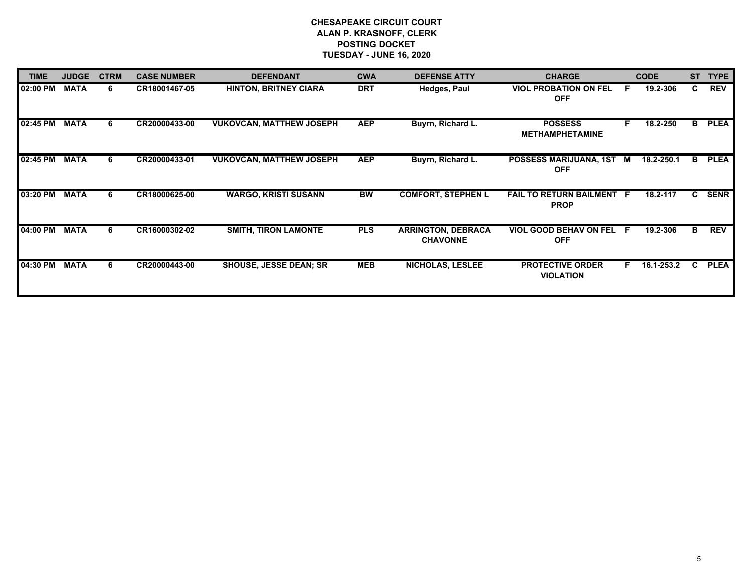**CHESAPEAKE CIRCUIT COURT**
**ALAN P. KRASNOFF, CLERK**
**POSTING DOCKET**
**TUESDAY - JUNE 16, 2020**

| TIME | JUDGE | CTRM | CASE NUMBER | DEFENDANT | CWA | DEFENSE ATTY | CHARGE | | CODE | ST | TYPE |
|---|---|---|---|---|---|---|---|---|---|---|---|
| 02:00 PM | MATA | 6 | CR18001467-05 | HINTON, BRITNEY CIARA | DRT | Hedges, Paul | VIOL PROBATION ON FEL OFF | F | 19.2-306 | C | REV |
| 02:45 PM | MATA | 6 | CR20000433-00 | VUKOVCAN, MATTHEW JOSEPH | AEP | Buyrn, Richard L. | POSSESS METHAMPHETAMINE | F | 18.2-250 | B | PLEA |
| 02:45 PM | MATA | 6 | CR20000433-01 | VUKOVCAN, MATTHEW JOSEPH | AEP | Buyrn, Richard L. | POSSESS MARIJUANA, 1ST OFF | M | 18.2-250.1 | B | PLEA |
| 03:20 PM | MATA | 6 | CR18000625-00 | WARGO, KRISTI SUSANN | BW | COMFORT, STEPHEN L | FAIL TO RETURN BAILMENT PROP | F | 18.2-117 | C | SENR |
| 04:00 PM | MATA | 6 | CR16000302-02 | SMITH, TIRON LAMONTE | PLS | ARRINGTON, DEBRACA CHAVONNE | VIOL GOOD BEHAV ON FEL OFF | F | 19.2-306 | B | REV |
| 04:30 PM | MATA | 6 | CR20000443-00 | SHOUSE, JESSE DEAN; SR | MEB | NICHOLAS, LESLEE | PROTECTIVE ORDER VIOLATION | F | 16.1-253.2 | C | PLEA |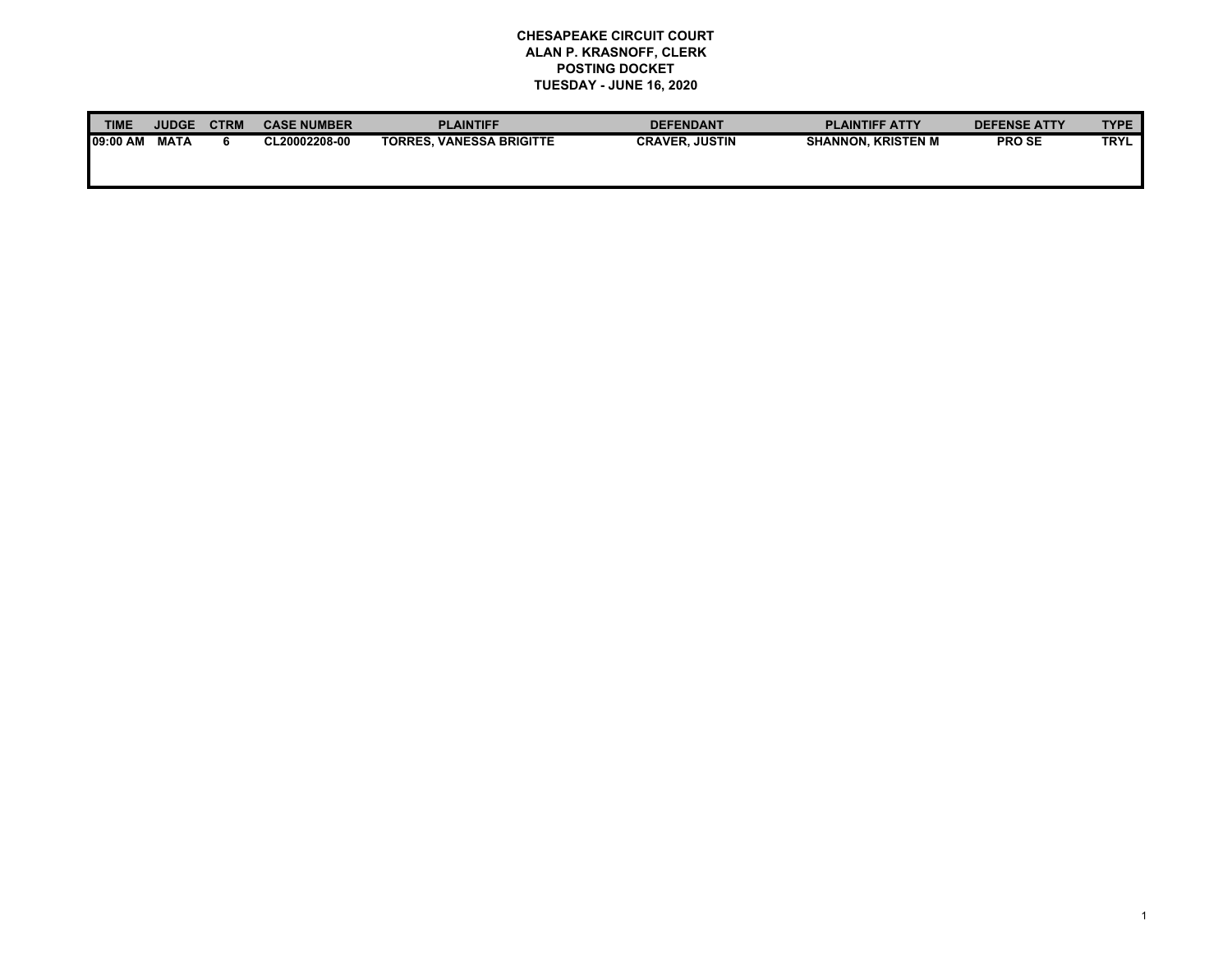**CHESAPEAKE CIRCUIT COURT**
**ALAN P. KRASNOFF, CLERK**
**POSTING DOCKET**
**TUESDAY - JUNE 16, 2020**

| TIME | JUDGE | CTRM | CASE NUMBER | PLAINTIFF | DEFENDANT | PLAINTIFF ATTY | DEFENSE ATTY | TYPE |
|---|---|---|---|---|---|---|---|---|
| 09:00 AM | MATA | 6 | CL20002208-00 | TORRES, VANESSA BRIGITTE | CRAVER, JUSTIN | SHANNON, KRISTEN M | PRO SE | TRYL |